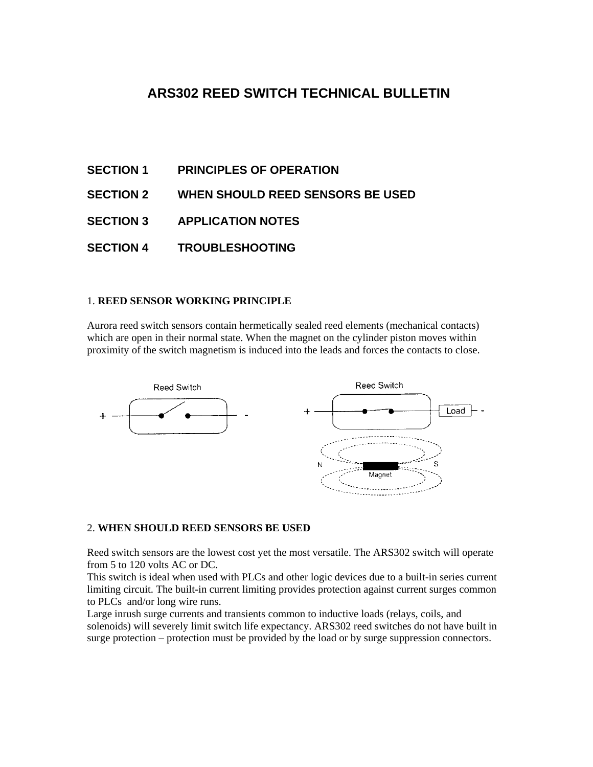# ARS302 REED SWITCH TECHNICAL BULLETIN

**SECTION 1 PRINCIPLES OF OPERATION**

**SECTION 2 WHEN SHOULD REED SENSORS BE USED**

**SECTION 3 APPLICATION NOTES**

**SECTION 4 TROUBLESHOOTING**

## 1. REED SENSOR WORKING PRINCIPLE

Aurora reed switch sensors contain hermetically sealed reed elements (mechanical contacts) which are open in their normal state. When the magnet on the cylinder piston moves within proximity of the switch magnetism is induced into the leads and forces the contacts to close.

## 2. WHEN SHOULD REED SENSORS BE USED

Reed switch sensors are the lowest cost yet the most versatile. The ARS302 switch will operate from 5 to 120 volts AC or DC.

This switch is ideal when used with PLCs and other logic devices due to a built-in series current limiting circuit. The built-in current limiting provides protection against current surges common to PLCs and/or long wire runs.

Large inrush surge currents and transients common to inductive loads (relays, coils, and solenoids) will severely limit switch life expectancy. ARS302 reed switches do not have built in surge protection – protection must be provided by the load or by surge suppression connectors.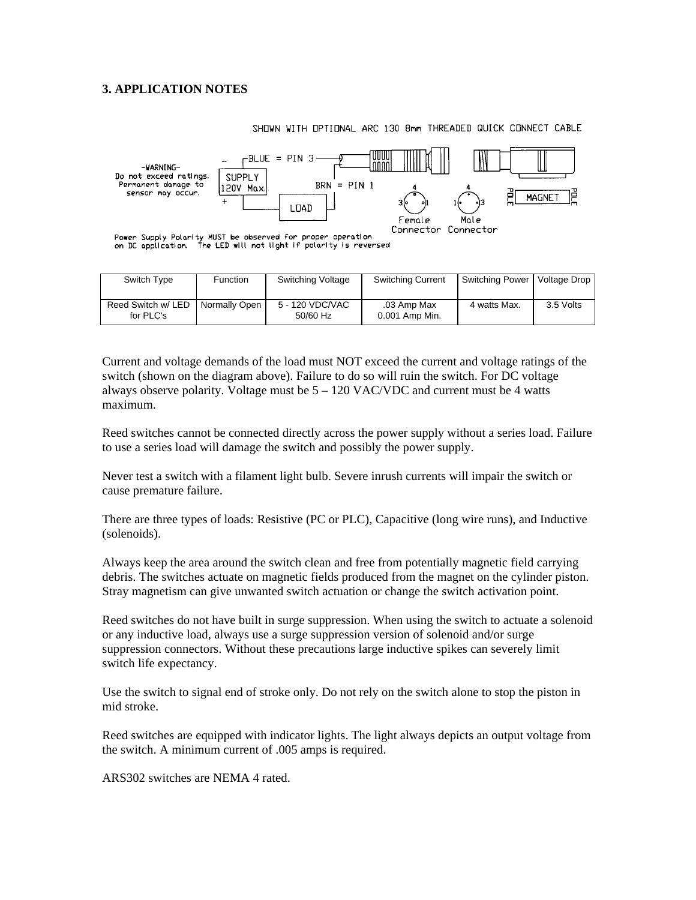### 3. APPLICATION NOTES

SHOWN WITH OPTIONAL ARC 130 8mm THREADED QUICK CONNECT CABLE

-WARNING-
Do not exceed ratings. Permanent damage to sensor may occur.

– BLUE = PIN 3

SUPPLY 120V Max.

+

LOAD

BRN = PIN 1

Female Connector

Male Connector

POLE MAGNET POLE

Power Supply Polarity MUST be observed for proper operation on DC application. The LED will not light if polarity is reversed

| Switch Type | Function | Switching Voltage | Switching Current | Switching Power | Voltage Drop |
|---|---|---|---|---|---|
| Reed Switch w/ LED for PLC's | Normally Open | 5 - 120 VDC/VAC 50/60 Hz | .03 Amp Max 0.001 Amp Min. | 4 watts Max. | 3.5 Volts |

Current and voltage demands of the load must NOT exceed the current and voltage ratings of the switch (shown on the diagram above). Failure to do so will ruin the switch. For DC voltage always observe polarity. Voltage must be 5 – 120 VAC/VDC and current must be 4 watts maximum.

Reed switches cannot be connected directly across the power supply without a series load. Failure to use a series load will damage the switch and possibly the power supply.

Never test a switch with a filament light bulb. Severe inrush currents will impair the switch or cause premature failure.

There are three types of loads: Resistive (PC or PLC), Capacitive (long wire runs), and Inductive (solenoids).

Always keep the area around the switch clean and free from potentially magnetic field carrying debris. The switches actuate on magnetic fields produced from the magnet on the cylinder piston. Stray magnetism can give unwanted switch actuation or change the switch activation point.

Reed switches do not have built in surge suppression. When using the switch to actuate a solenoid or any inductive load, always use a surge suppression version of solenoid and/or surge suppression connectors. Without these precautions large inductive spikes can severely limit switch life expectancy.

Use the switch to signal end of stroke only. Do not rely on the switch alone to stop the piston in mid stroke.

Reed switches are equipped with indicator lights. The light always depicts an output voltage from the switch. A minimum current of .005 amps is required.

ARS302 switches are NEMA 4 rated.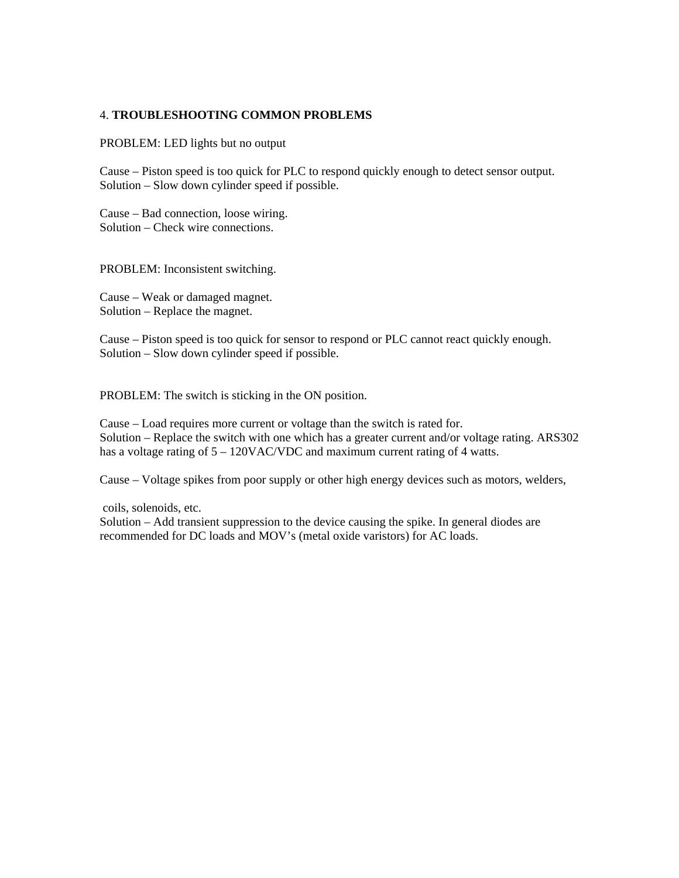## 4. **TROUBLESHOOTING COMMON PROBLEMS**

PROBLEM: LED lights but no output

Cause – Piston speed is too quick for PLC to respond quickly enough to detect sensor output.
Solution – Slow down cylinder speed if possible.

Cause – Bad connection, loose wiring.
Solution – Check wire connections.

PROBLEM: Inconsistent switching.

Cause – Weak or damaged magnet.
Solution – Replace the magnet.

Cause – Piston speed is too quick for sensor to respond or PLC cannot react quickly enough.
Solution – Slow down cylinder speed if possible.

PROBLEM: The switch is sticking in the ON position.

Cause – Load requires more current or voltage than the switch is rated for.
Solution – Replace the switch with one which has a greater current and/or voltage rating. ARS302 has a voltage rating of 5 – 120VAC/VDC and maximum current rating of 4 watts.

Cause – Voltage spikes from poor supply or other high energy devices such as motors, welders,

coils, solenoids, etc.
Solution – Add transient suppression to the device causing the spike. In general diodes are recommended for DC loads and MOV's (metal oxide varistors) for AC loads.